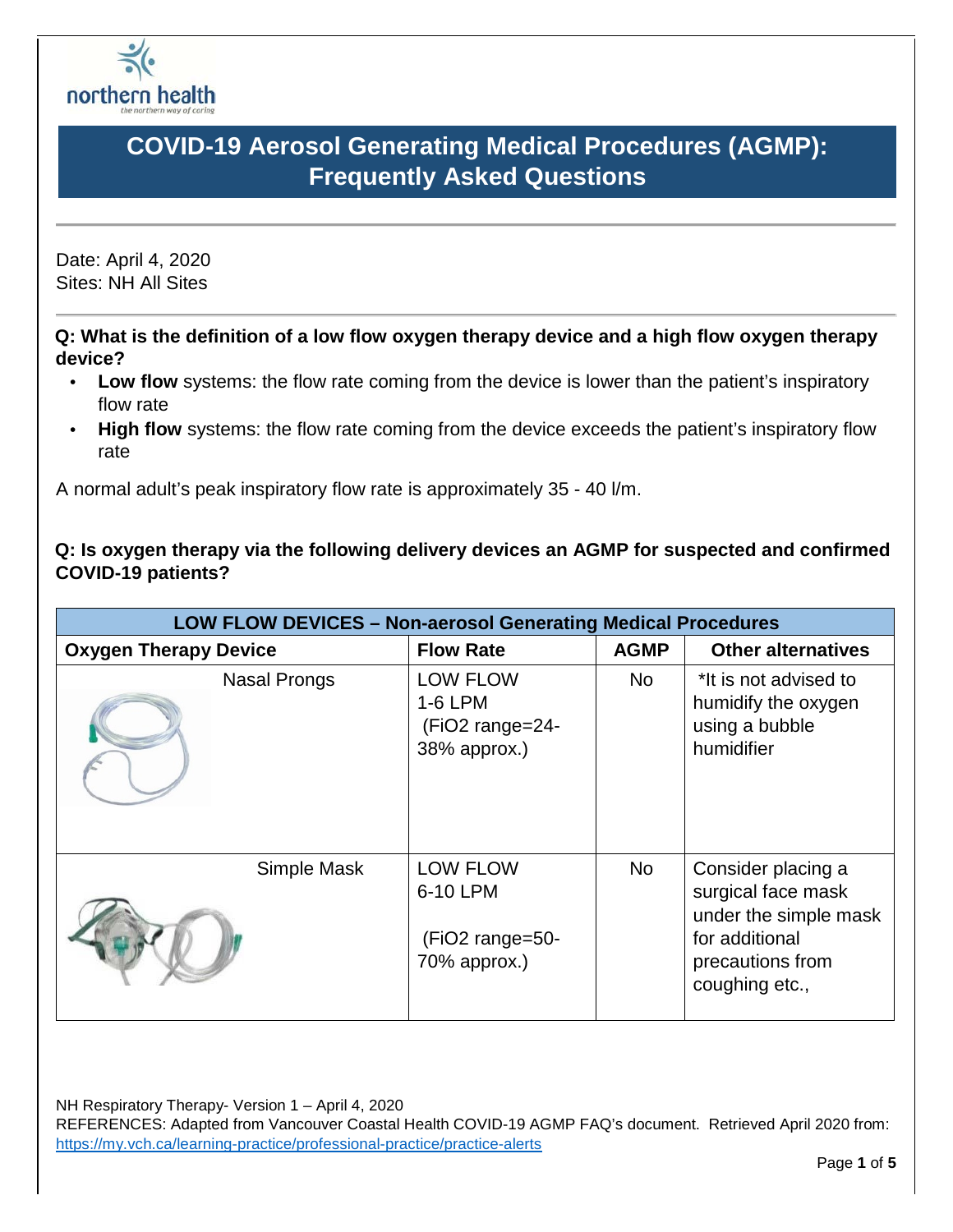# COVID-19 Aerosol Generating Medical Procedures (AGMP): Frequently Asked Questions

Date: April 4, 2020
Sites: NH All Sites

**Q: What is the definition of a low flow oxygen therapy device and a high flow oxygen therapy device?**

- **Low flow** systems: the flow rate coming from the device is lower than the patient's inspiratory flow rate
- **High flow** systems: the flow rate coming from the device exceeds the patient's inspiratory flow rate

A normal adult's peak inspiratory flow rate is approximately 35 - 40 l/m.

**Q: Is oxygen therapy via the following delivery devices an AGMP for suspected and confirmed COVID-19 patients?**

| LOW FLOW DEVICES – Non-aerosol Generating Medical Procedures | | | |
|---|---|---|---|
| **Oxygen Therapy Device** | **Flow Rate** | **AGMP** | **Other alternatives** |
| Nasal Prongs | LOW FLOW 1-6 LPM (FiO2 range=24-38% approx.) | No | *It is not advised to humidify the oxygen using a bubble humidifier |
| Simple Mask | LOW FLOW 6-10 LPM (FiO2 range=50-70% approx.) | No | Consider placing a surgical face mask under the simple mask for additional precautions from coughing etc., |

NH Respiratory Therapy- Version 1 – April 4, 2020
REFERENCES: Adapted from Vancouver Coastal Health COVID-19 AGMP FAQ's document. Retrieved April 2020 from: https://my.vch.ca/learning-practice/professional-practice/practice-alerts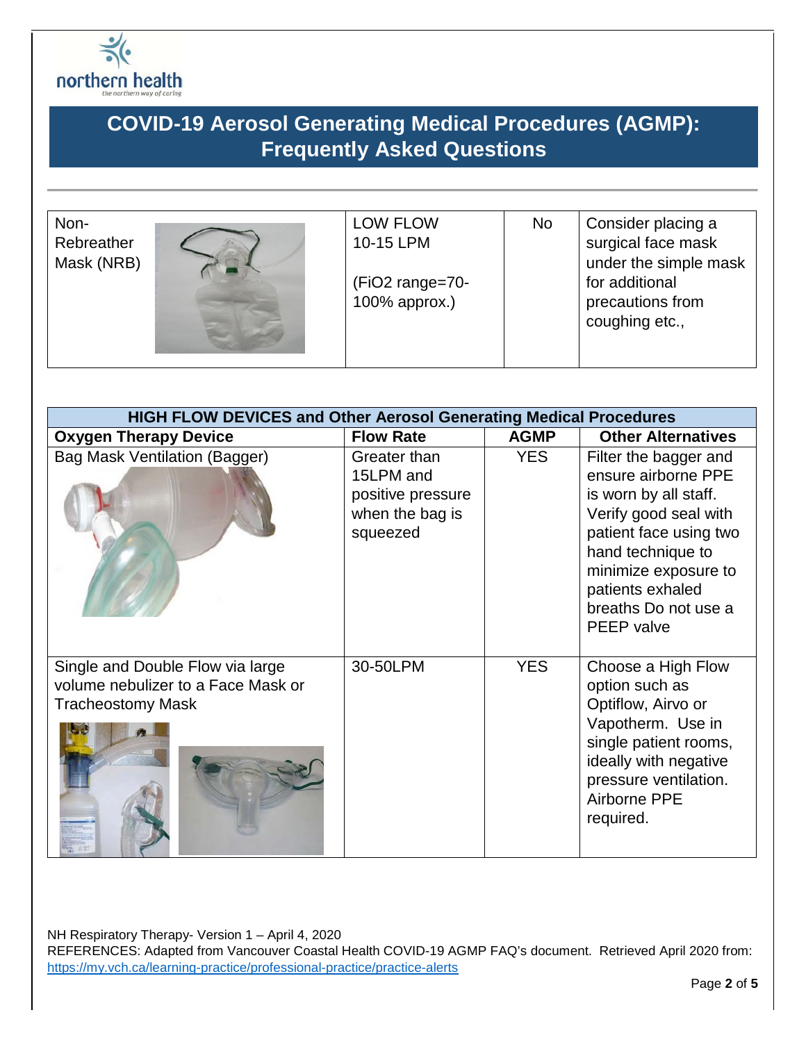# COVID-19 Aerosol Generating Medical Procedures (AGMP): Frequently Asked Questions

| | | | |
|---|---|---|---|
| Non-Rebreather Mask (NRB) | LOW FLOW 10-15 LPM<br><br>($FiO_2$ range=70-100% approx.) | No | Consider placing a surgical face mask under the simple mask for additional precautions from coughing etc., |

| HIGH FLOW DEVICES and Other Aerosol Generating Medical Procedures | | | |
|---|---|---|---|
| **Oxygen Therapy Device** | **Flow Rate** | **AGMP** | **Other Alternatives** |
| Bag Mask Ventilation (Bagger) | Greater than 15LPM and positive pressure when the bag is squeezed | YES | Filter the bagger and ensure airborne PPE is worn by all staff. Verify good seal with patient face using two hand technique to minimize exposure to patients exhaled breaths Do not use a PEEP valve |
| Single and Double Flow via large volume nebulizer to a Face Mask or Tracheostomy Mask | 30-50LPM | YES | Choose a High Flow option such as Optiflow, Airvo or Vapotherm. Use in single patient rooms, ideally with negative pressure ventilation. Airborne PPE required. |

NH Respiratory Therapy- Version 1 – April 4, 2020
REFERENCES: Adapted from Vancouver Coastal Health COVID-19 AGMP FAQ's document. Retrieved April 2020 from: https://my.vch.ca/learning-practice/professional-practice/practice-alerts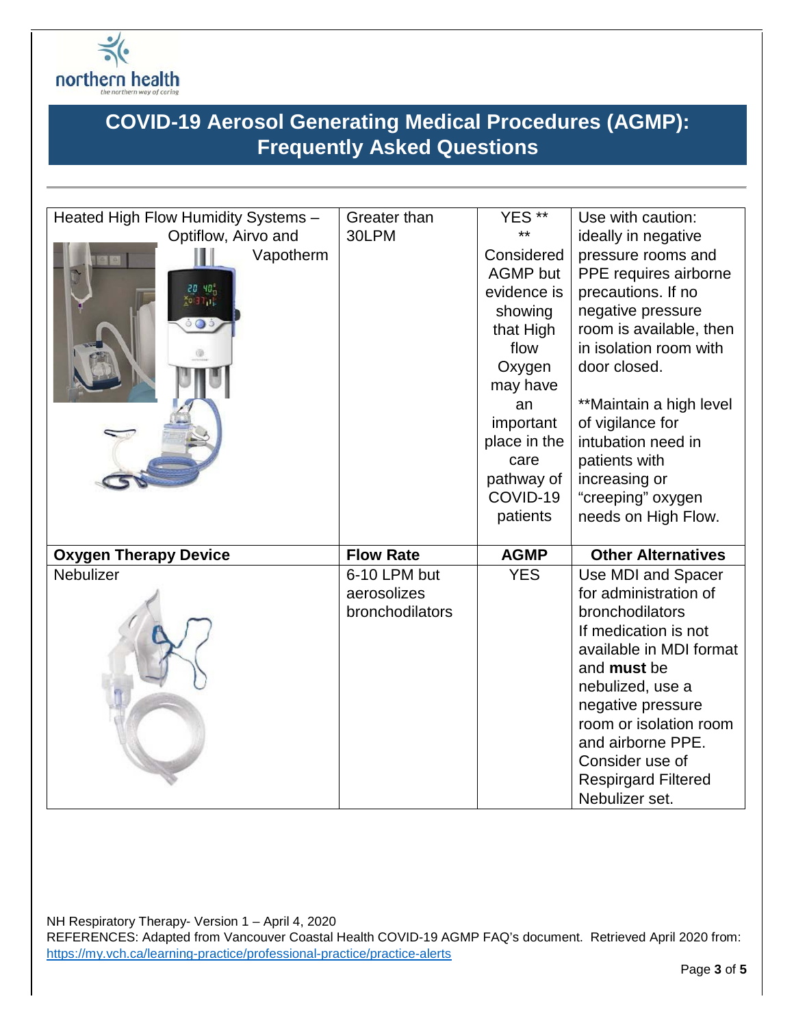# COVID-19 Aerosol Generating Medical Procedures (AGMP): Frequently Asked Questions

| | | | |
|---|---|---|---|
| Heated High Flow Humidity Systems – Optiflow, Airvo and Vapotherm | Greater than 30LPM | YES ** ** Considered AGMP but evidence is showing that High flow Oxygen may have an important place in the care pathway of COVID-19 patients | Use with caution: ideally in negative pressure rooms and PPE requires airborne precautions. If no negative pressure room is available, then in isolation room with door closed.<br><br>**Maintain a high level of vigilance for intubation need in patients with increasing or "creeping" oxygen needs on High Flow. |
| **Oxygen Therapy Device** | **Flow Rate** | **AGMP** | **Other Alternatives** |
| Nebulizer | 6-10 LPM but aerosolizes bronchodilators | YES | Use MDI and Spacer for administration of bronchodilators<br>If medication is not available in MDI format and **must** be nebulized, use a negative pressure room or isolation room and airborne PPE.<br>Consider use of Respirgard Filtered Nebulizer set. |

NH Respiratory Therapy- Version 1 – April 4, 2020
REFERENCES: Adapted from Vancouver Coastal Health COVID-19 AGMP FAQ's document. Retrieved April 2020 from: https://my.vch.ca/learning-practice/professional-practice/practice-alerts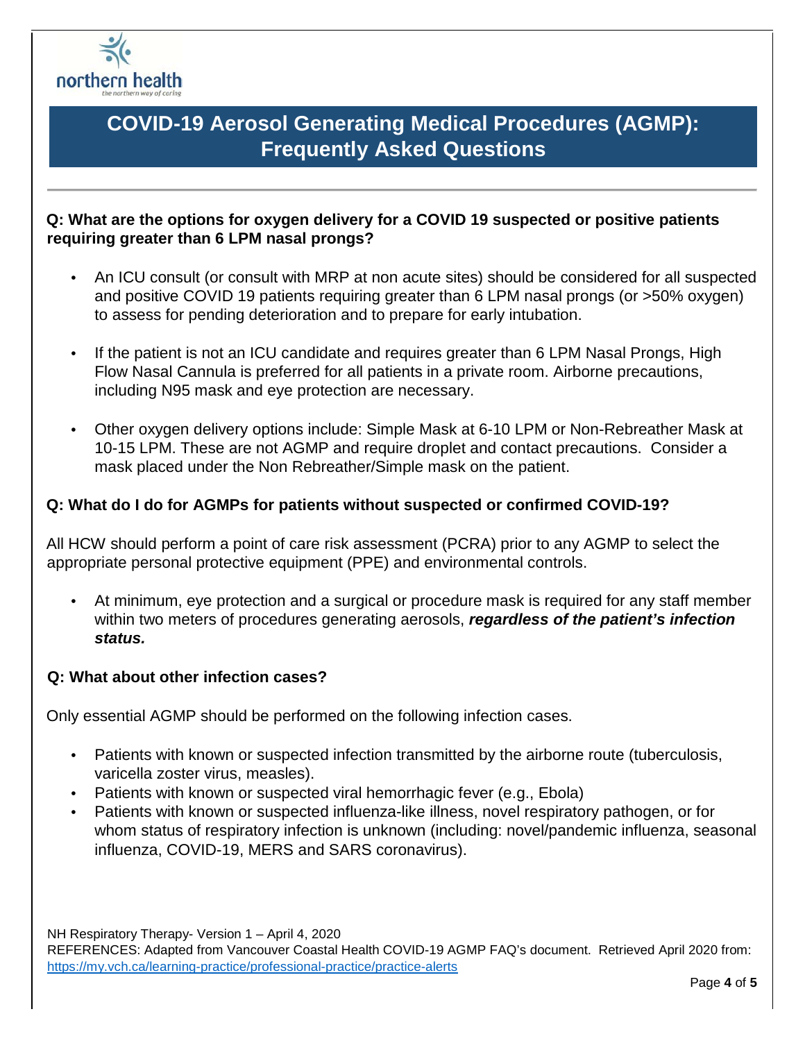# COVID-19 Aerosol Generating Medical Procedures (AGMP): Frequently Asked Questions

**Q: What are the options for oxygen delivery for a COVID 19 suspected or positive patients requiring greater than 6 LPM nasal prongs?**

- An ICU consult (or consult with MRP at non acute sites) should be considered for all suspected and positive COVID 19 patients requiring greater than 6 LPM nasal prongs (or >50% oxygen) to assess for pending deterioration and to prepare for early intubation.
- If the patient is not an ICU candidate and requires greater than 6 LPM Nasal Prongs, High Flow Nasal Cannula is preferred for all patients in a private room. Airborne precautions, including N95 mask and eye protection are necessary.
- Other oxygen delivery options include: Simple Mask at 6-10 LPM or Non-Rebreather Mask at 10-15 LPM. These are not AGMP and require droplet and contact precautions. Consider a mask placed under the Non Rebreather/Simple mask on the patient.

**Q: What do I do for AGMPs for patients without suspected or confirmed COVID-19?**

All HCW should perform a point of care risk assessment (PCRA) prior to any AGMP to select the appropriate personal protective equipment (PPE) and environmental controls.

- At minimum, eye protection and a surgical or procedure mask is required for any staff member within two meters of procedures generating aerosols, ***regardless of the patient's infection status.***

**Q: What about other infection cases?**

Only essential AGMP should be performed on the following infection cases.

- Patients with known or suspected infection transmitted by the airborne route (tuberculosis, varicella zoster virus, measles).
- Patients with known or suspected viral hemorrhagic fever (e.g., Ebola)
- Patients with known or suspected influenza-like illness, novel respiratory pathogen, or for whom status of respiratory infection is unknown (including: novel/pandemic influenza, seasonal influenza, COVID-19, MERS and SARS coronavirus).

NH Respiratory Therapy- Version 1 – April 4, 2020
REFERENCES: Adapted from Vancouver Coastal Health COVID-19 AGMP FAQ's document. Retrieved April 2020 from: https://my.vch.ca/learning-practice/professional-practice/practice-alerts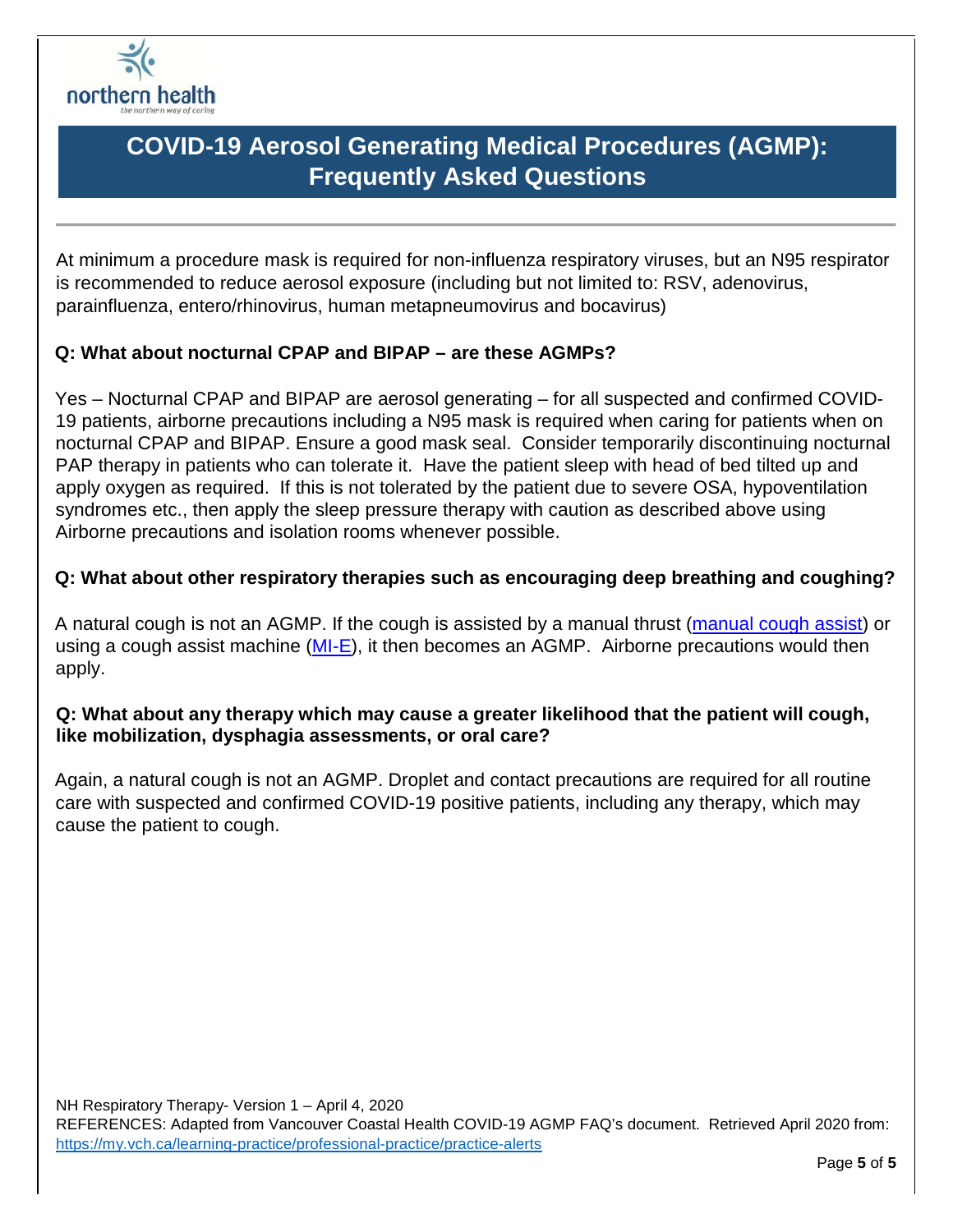# COVID-19 Aerosol Generating Medical Procedures (AGMP): Frequently Asked Questions

At minimum a procedure mask is required for non-influenza respiratory viruses, but an N95 respirator is recommended to reduce aerosol exposure (including but not limited to: RSV, adenovirus, parainfluenza, entero/rhinovirus, human metapneumovirus and bocavirus)

**Q: What about nocturnal CPAP and BIPAP – are these AGMPs?**

Yes – Nocturnal CPAP and BIPAP are aerosol generating – for all suspected and confirmed COVID-19 patients, airborne precautions including a N95 mask is required when caring for patients when on nocturnal CPAP and BIPAP. Ensure a good mask seal. Consider temporarily discontinuing nocturnal PAP therapy in patients who can tolerate it. Have the patient sleep with head of bed tilted up and apply oxygen as required. If this is not tolerated by the patient due to severe OSA, hypoventilation syndromes etc., then apply the sleep pressure therapy with caution as described above using Airborne precautions and isolation rooms whenever possible.

**Q: What about other respiratory therapies such as encouraging deep breathing and coughing?**

A natural cough is not an AGMP. If the cough is assisted by a manual thrust (manual cough assist) or using a cough assist machine (MI-E), it then becomes an AGMP. Airborne precautions would then apply.

**Q: What about any therapy which may cause a greater likelihood that the patient will cough, like mobilization, dysphagia assessments, or oral care?**

Again, a natural cough is not an AGMP. Droplet and contact precautions are required for all routine care with suspected and confirmed COVID-19 positive patients, including any therapy, which may cause the patient to cough.

NH Respiratory Therapy- Version 1 – April 4, 2020
REFERENCES: Adapted from Vancouver Coastal Health COVID-19 AGMP FAQ's document. Retrieved April 2020 from: https://my.vch.ca/learning-practice/professional-practice/practice-alerts